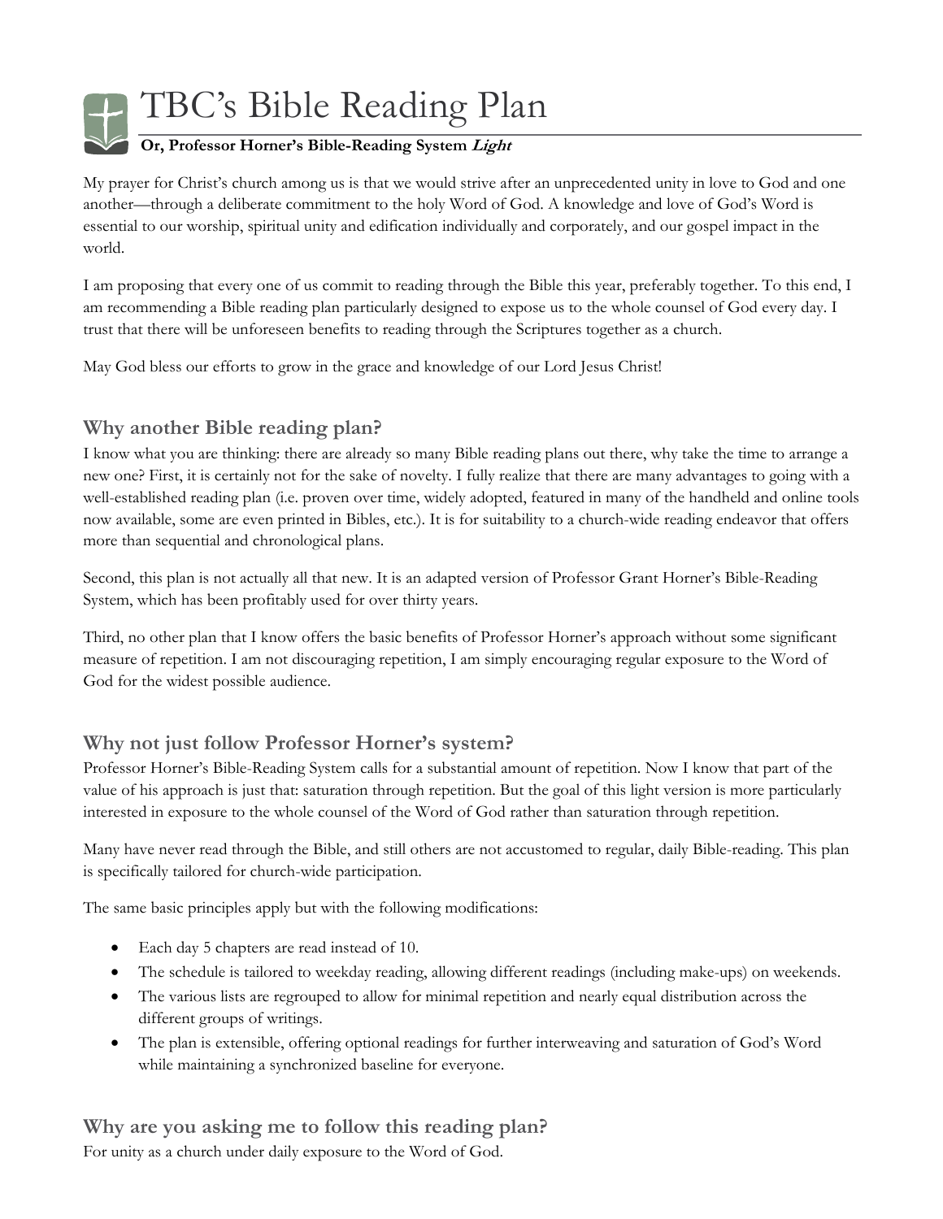# TBC's Bible Reading Plan

**Or, Professor Horner's Bible-Reading System *Light***

My prayer for Christ's church among us is that we would strive after an unprecedented unity in love to God and one another—through a deliberate commitment to the holy Word of God. A knowledge and love of God's Word is essential to our worship, spiritual unity and edification individually and corporately, and our gospel impact in the world.

I am proposing that every one of us commit to reading through the Bible this year, preferably together. To this end, I am recommending a Bible reading plan particularly designed to expose us to the whole counsel of God every day. I trust that there will be unforeseen benefits to reading through the Scriptures together as a church.

May God bless our efforts to grow in the grace and knowledge of our Lord Jesus Christ!

## Why another Bible reading plan?

I know what you are thinking: there are already so many Bible reading plans out there, why take the time to arrange a new one? First, it is certainly not for the sake of novelty. I fully realize that there are many advantages to going with a well-established reading plan (i.e. proven over time, widely adopted, featured in many of the handheld and online tools now available, some are even printed in Bibles, etc.). It is for suitability to a church-wide reading endeavor that offers more than sequential and chronological plans.

Second, this plan is not actually all that new. It is an adapted version of Professor Grant Horner's Bible-Reading System, which has been profitably used for over thirty years.

Third, no other plan that I know offers the basic benefits of Professor Horner's approach without some significant measure of repetition. I am not discouraging repetition, I am simply encouraging regular exposure to the Word of God for the widest possible audience.

## Why not just follow Professor Horner's system?

Professor Horner's Bible-Reading System calls for a substantial amount of repetition. Now I know that part of the value of his approach is just that: saturation through repetition. But the goal of this light version is more particularly interested in exposure to the whole counsel of the Word of God rather than saturation through repetition.

Many have never read through the Bible, and still others are not accustomed to regular, daily Bible-reading. This plan is specifically tailored for church-wide participation.

The same basic principles apply but with the following modifications:

- Each day 5 chapters are read instead of 10.
- The schedule is tailored to weekday reading, allowing different readings (including make-ups) on weekends.
- The various lists are regrouped to allow for minimal repetition and nearly equal distribution across the different groups of writings.
- The plan is extensible, offering optional readings for further interweaving and saturation of God's Word while maintaining a synchronized baseline for everyone.

## Why are you asking me to follow this reading plan?

For unity as a church under daily exposure to the Word of God.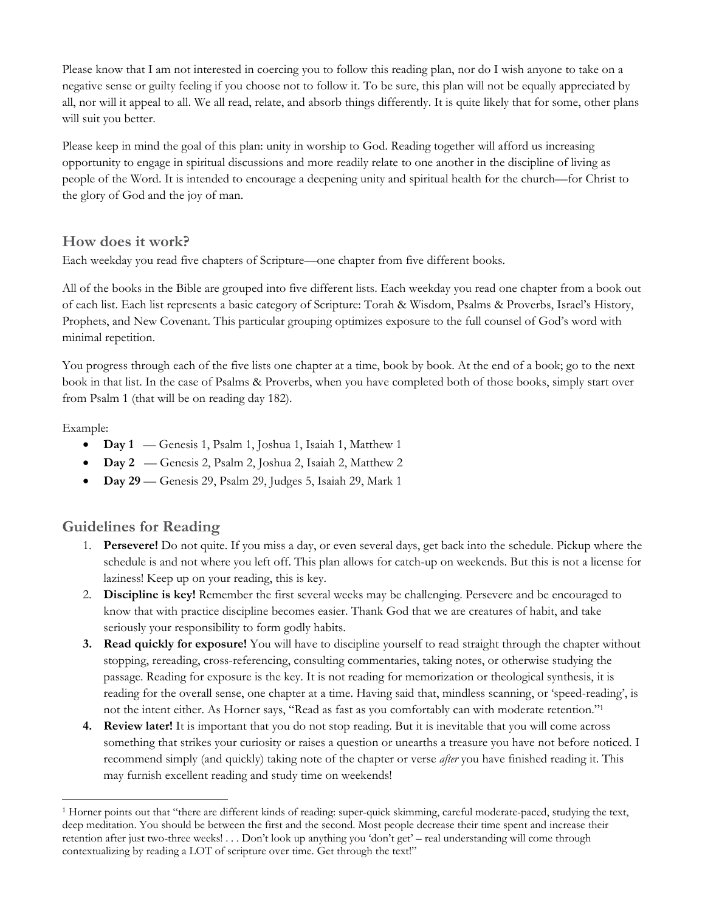Please know that I am not interested in coercing you to follow this reading plan, nor do I wish anyone to take on a negative sense or guilty feeling if you choose not to follow it. To be sure, this plan will not be equally appreciated by all, nor will it appeal to all. We all read, relate, and absorb things differently. It is quite likely that for some, other plans will suit you better.

Please keep in mind the goal of this plan: unity in worship to God. Reading together will afford us increasing opportunity to engage in spiritual discussions and more readily relate to one another in the discipline of living as people of the Word. It is intended to encourage a deepening unity and spiritual health for the church—for Christ to the glory of God and the joy of man.

## How does it work?

Each weekday you read five chapters of Scripture—one chapter from five different books.

All of the books in the Bible are grouped into five different lists. Each weekday you read one chapter from a book out of each list. Each list represents a basic category of Scripture: Torah & Wisdom, Psalms & Proverbs, Israel's History, Prophets, and New Covenant. This particular grouping optimizes exposure to the full counsel of God's word with minimal repetition.

You progress through each of the five lists one chapter at a time, book by book. At the end of a book; go to the next book in that list. In the case of Psalms & Proverbs, when you have completed both of those books, simply start over from Psalm 1 (that will be on reading day 182).

Example:

- **Day 1** — Genesis 1, Psalm 1, Joshua 1, Isaiah 1, Matthew 1
- **Day 2** — Genesis 2, Psalm 2, Joshua 2, Isaiah 2, Matthew 2
- **Day 29** — Genesis 29, Psalm 29, Judges 5, Isaiah 29, Mark 1

## Guidelines for Reading

1. **Persevere!** Do not quite. If you miss a day, or even several days, get back into the schedule. Pickup where the schedule is and not where you left off. This plan allows for catch-up on weekends. But this is not a license for laziness! Keep up on your reading, this is key.
2. **Discipline is key!** Remember the first several weeks may be challenging. Persevere and be encouraged to know that with practice discipline becomes easier. Thank God that we are creatures of habit, and take seriously your responsibility to form godly habits.
3. **Read quickly for exposure!** You will have to discipline yourself to read straight through the chapter without stopping, rereading, cross-referencing, consulting commentaries, taking notes, or otherwise studying the passage. Reading for exposure is the key. It is not reading for memorization or theological synthesis, it is reading for the overall sense, one chapter at a time. Having said that, mindless scanning, or 'speed-reading', is not the intent either. As Horner says, "Read as fast as you comfortably can with moderate retention."[1]
4. **Review later!** It is important that you do not stop reading. But it is inevitable that you will come across something that strikes your curiosity or raises a question or unearths a treasure you have not before noticed. I recommend simply (and quickly) taking note of the chapter or verse *after* you have finished reading it. This may furnish excellent reading and study time on weekends!

[1] Horner points out that "there are different kinds of reading: super-quick skimming, careful moderate-paced, studying the text, deep meditation. You should be between the first and the second. Most people decrease their time spent and increase their retention after just two-three weeks! . . . Don't look up anything you 'don't get' – real understanding will come through contextualizing by reading a LOT of scripture over time. Get through the text!"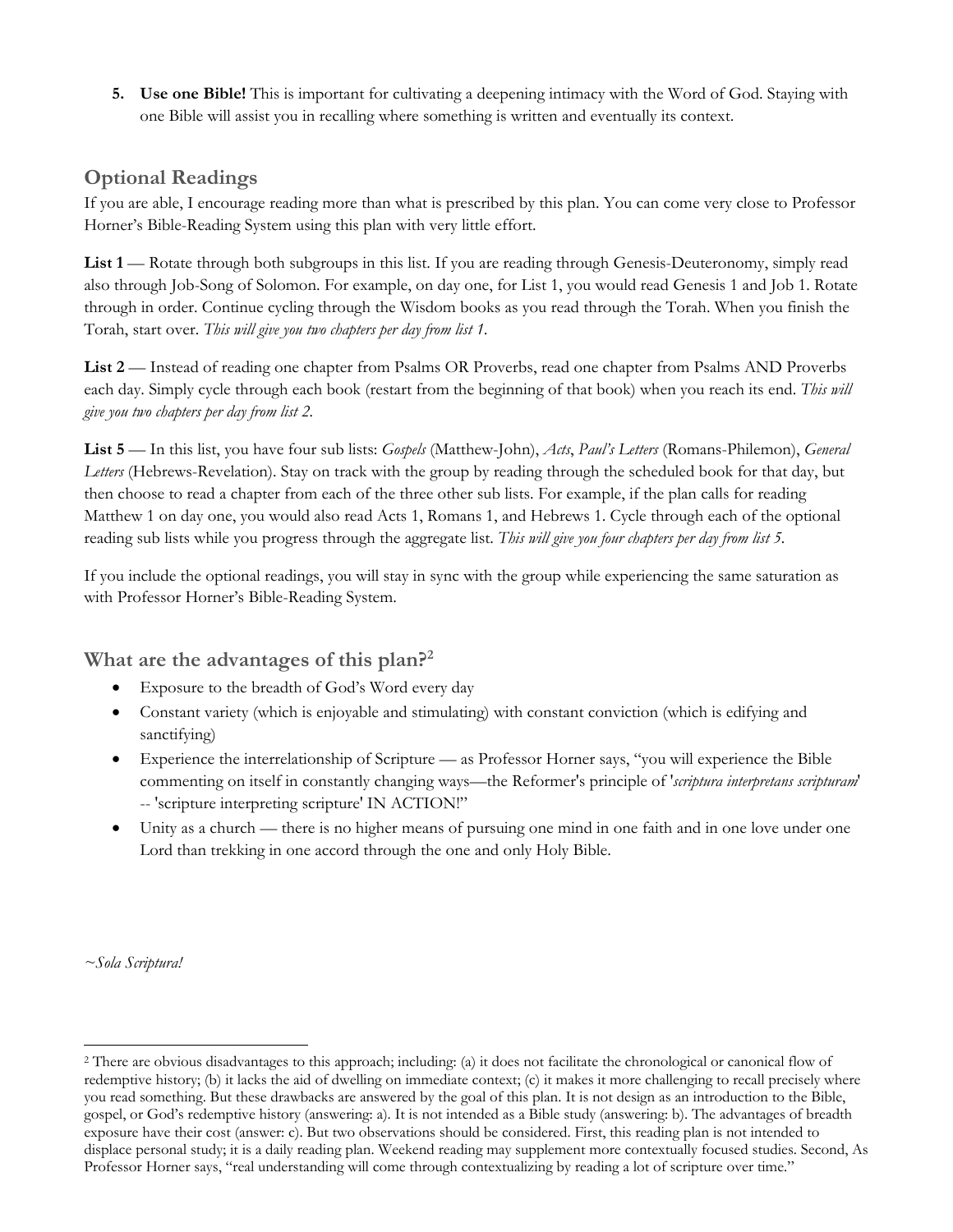5. **Use one Bible!** This is important for cultivating a deepening intimacy with the Word of God. Staying with one Bible will assist you in recalling where something is written and eventually its context.

## Optional Readings

If you are able, I encourage reading more than what is prescribed by this plan. You can come very close to Professor Horner's Bible-Reading System using this plan with very little effort.

**List 1** — Rotate through both subgroups in this list. If you are reading through Genesis-Deuteronomy, simply read also through Job-Song of Solomon. For example, on day one, for List 1, you would read Genesis 1 and Job 1. Rotate through in order. Continue cycling through the Wisdom books as you read through the Torah. When you finish the Torah, start over. *This will give you two chapters per day from list 1.*

**List 2** — Instead of reading one chapter from Psalms OR Proverbs, read one chapter from Psalms AND Proverbs each day. Simply cycle through each book (restart from the beginning of that book) when you reach its end. *This will give you two chapters per day from list 2.*

**List 5** — In this list, you have four sub lists: *Gospels* (Matthew-John), *Acts*, *Paul's Letters* (Romans-Philemon), *General Letters* (Hebrews-Revelation). Stay on track with the group by reading through the scheduled book for that day, but then choose to read a chapter from each of the three other sub lists. For example, if the plan calls for reading Matthew 1 on day one, you would also read Acts 1, Romans 1, and Hebrews 1. Cycle through each of the optional reading sub lists while you progress through the aggregate list. *This will give you four chapters per day from list 5.*

If you include the optional readings, you will stay in sync with the group while experiencing the same saturation as with Professor Horner's Bible-Reading System.

## What are the advantages of this plan?[2]

- Exposure to the breadth of God's Word every day
- Constant variety (which is enjoyable and stimulating) with constant conviction (which is edifying and sanctifying)
- Experience the interrelationship of Scripture — as Professor Horner says, "you will experience the Bible commenting on itself in constantly changing ways—the Reformer's principle of '*scriptura interpretans scripturam*' -- 'scripture interpreting scripture' IN ACTION!"
- Unity as a church — there is no higher means of pursuing one mind in one faith and in one love under one Lord than trekking in one accord through the one and only Holy Bible.

*~Sola Scriptura!*

---

[2] There are obvious disadvantages to this approach; including: (a) it does not facilitate the chronological or canonical flow of redemptive history; (b) it lacks the aid of dwelling on immediate context; (c) it makes it more challenging to recall precisely where you read something. But these drawbacks are answered by the goal of this plan. It is not design as an introduction to the Bible, gospel, or God's redemptive history (answering: a). It is not intended as a Bible study (answering: b). The advantages of breadth exposure have their cost (answer: c). But two observations should be considered. First, this reading plan is not intended to displace personal study; it is a daily reading plan. Weekend reading may supplement more contextually focused studies. Second, As Professor Horner says, "real understanding will come through contextualizing by reading a lot of scripture over time."